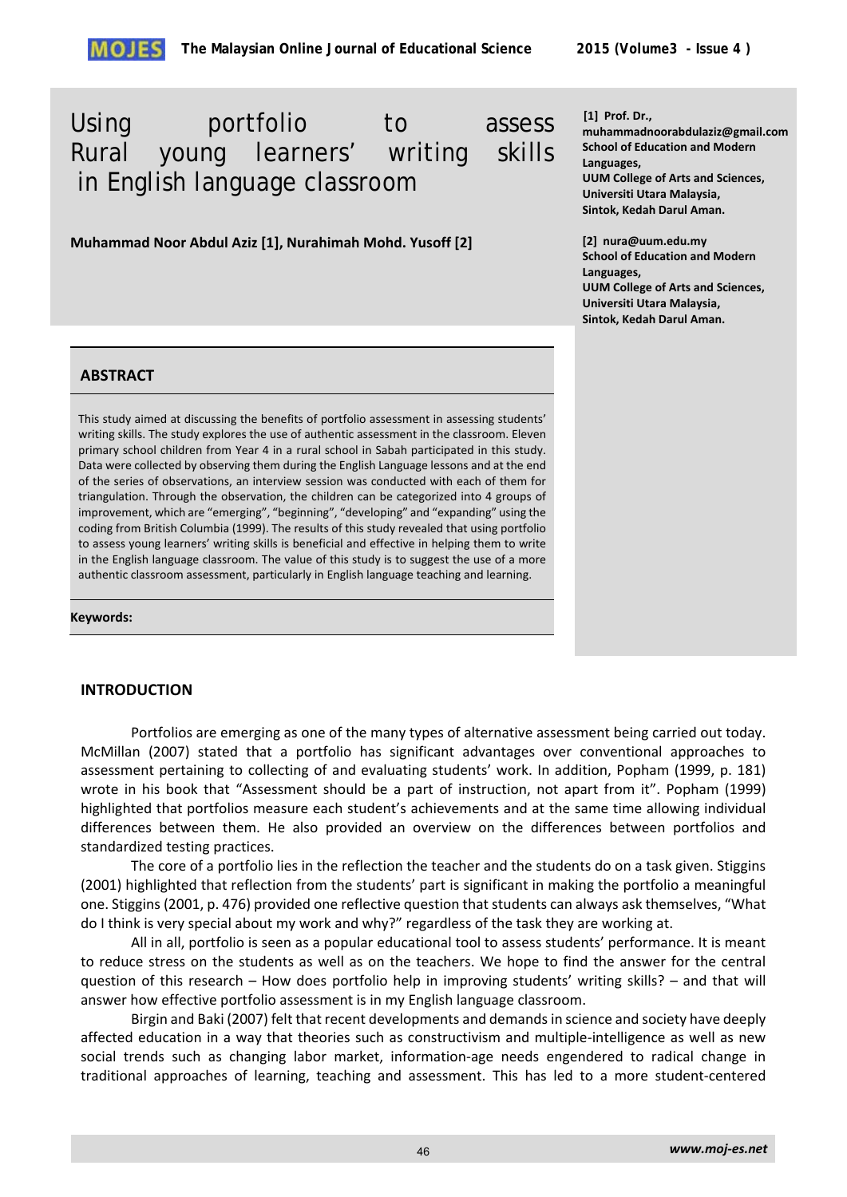# Using portfolio to assess Rural young learners' writing skills in English language classroom

**Muhammad Noor Abdul Aziz [1], Nurahimah Mohd. Yusoff [2]**

**[1] Prof. Dr., muhammadnoorabdulaziz@gmail.com**
**School of Education and Modern Languages,**
**UUM College of Arts and Sciences,**
**Universiti Utara Malaysia,**
**Sintok, Kedah Darul Aman.**

**[2] nura@uum.edu.my**
**School of Education and Modern Languages,**
**UUM College of Arts and Sciences,**
**Universiti Utara Malaysia,**
**Sintok, Kedah Darul Aman.**

## ABSTRACT

This study aimed at discussing the benefits of portfolio assessment in assessing students' writing skills. The study explores the use of authentic assessment in the classroom. Eleven primary school children from Year 4 in a rural school in Sabah participated in this study. Data were collected by observing them during the English Language lessons and at the end of the series of observations, an interview session was conducted with each of them for triangulation. Through the observation, the children can be categorized into 4 groups of improvement, which are "emerging", "beginning", "developing" and "expanding" using the coding from British Columbia (1999). The results of this study revealed that using portfolio to assess young learners' writing skills is beneficial and effective in helping them to write in the English language classroom. The value of this study is to suggest the use of a more authentic classroom assessment, particularly in English language teaching and learning.

**Keywords:**

## INTRODUCTION

Portfolios are emerging as one of the many types of alternative assessment being carried out today. McMillan (2007) stated that a portfolio has significant advantages over conventional approaches to assessment pertaining to collecting of and evaluating students' work. In addition, Popham (1999, p. 181) wrote in his book that "Assessment should be a part of instruction, not apart from it". Popham (1999) highlighted that portfolios measure each student's achievements and at the same time allowing individual differences between them. He also provided an overview on the differences between portfolios and standardized testing practices.

The core of a portfolio lies in the reflection the teacher and the students do on a task given. Stiggins (2001) highlighted that reflection from the students' part is significant in making the portfolio a meaningful one. Stiggins (2001, p. 476) provided one reflective question that students can always ask themselves, "What do I think is very special about my work and why?" regardless of the task they are working at.

All in all, portfolio is seen as a popular educational tool to assess students' performance. It is meant to reduce stress on the students as well as on the teachers. We hope to find the answer for the central question of this research – How does portfolio help in improving students' writing skills? – and that will answer how effective portfolio assessment is in my English language classroom.

Birgin and Baki (2007) felt that recent developments and demands in science and society have deeply affected education in a way that theories such as constructivism and multiple-intelligence as well as new social trends such as changing labor market, information-age needs engendered to radical change in traditional approaches of learning, teaching and assessment. This has led to a more student-centered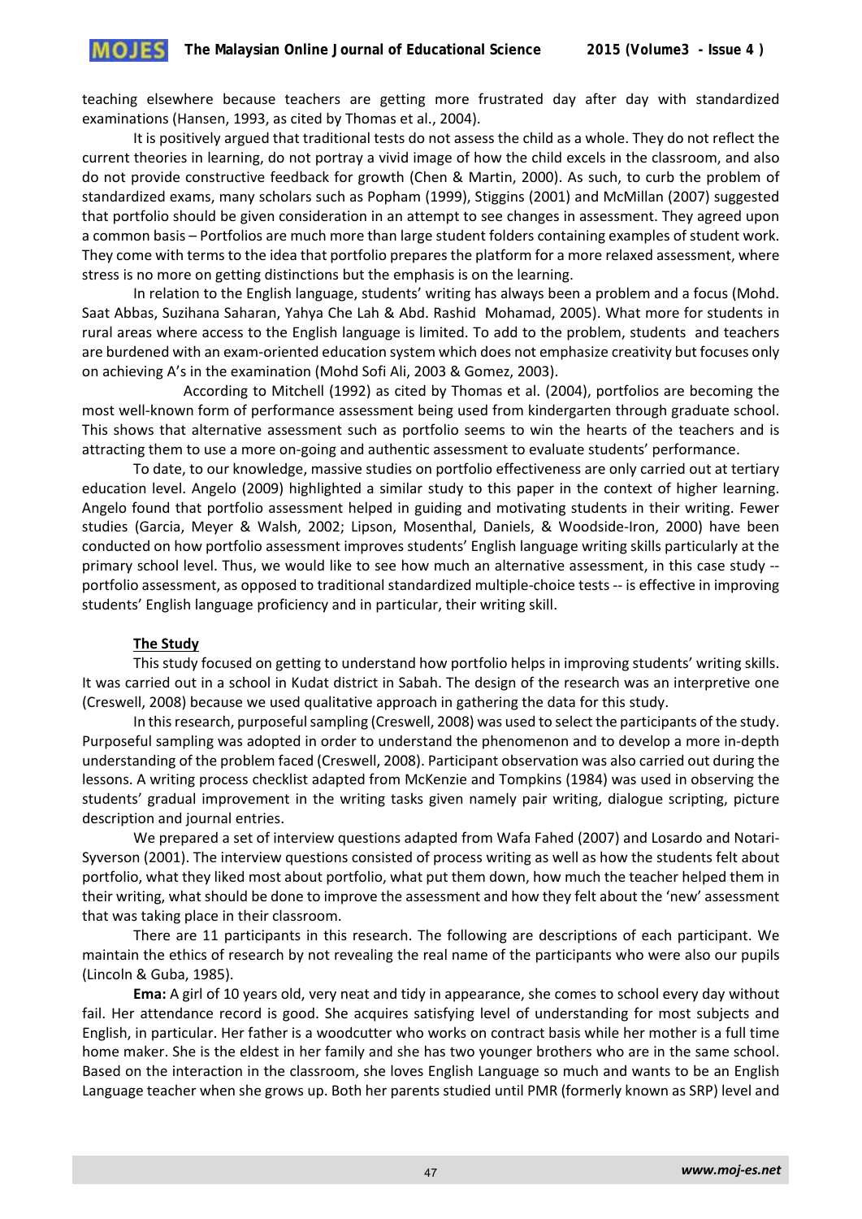teaching elsewhere because teachers are getting more frustrated day after day with standardized examinations (Hansen, 1993, as cited by Thomas et al., 2004).

It is positively argued that traditional tests do not assess the child as a whole. They do not reflect the current theories in learning, do not portray a vivid image of how the child excels in the classroom, and also do not provide constructive feedback for growth (Chen & Martin, 2000). As such, to curb the problem of standardized exams, many scholars such as Popham (1999), Stiggins (2001) and McMillan (2007) suggested that portfolio should be given consideration in an attempt to see changes in assessment. They agreed upon a common basis – Portfolios are much more than large student folders containing examples of student work. They come with terms to the idea that portfolio prepares the platform for a more relaxed assessment, where stress is no more on getting distinctions but the emphasis is on the learning.

In relation to the English language, students' writing has always been a problem and a focus (Mohd. Saat Abbas, Suzihana Saharan, Yahya Che Lah & Abd. Rashid Mohamad, 2005). What more for students in rural areas where access to the English language is limited. To add to the problem, students and teachers are burdened with an exam-oriented education system which does not emphasize creativity but focuses only on achieving A's in the examination (Mohd Sofi Ali, 2003 & Gomez, 2003).

According to Mitchell (1992) as cited by Thomas et al. (2004), portfolios are becoming the most well-known form of performance assessment being used from kindergarten through graduate school. This shows that alternative assessment such as portfolio seems to win the hearts of the teachers and is attracting them to use a more on-going and authentic assessment to evaluate students' performance.

To date, to our knowledge, massive studies on portfolio effectiveness are only carried out at tertiary education level. Angelo (2009) highlighted a similar study to this paper in the context of higher learning. Angelo found that portfolio assessment helped in guiding and motivating students in their writing. Fewer studies (Garcia, Meyer & Walsh, 2002; Lipson, Mosenthal, Daniels, & Woodside-Iron, 2000) have been conducted on how portfolio assessment improves students' English language writing skills particularly at the primary school level. Thus, we would like to see how much an alternative assessment, in this case study -- portfolio assessment, as opposed to traditional standardized multiple-choice tests -- is effective in improving students' English language proficiency and in particular, their writing skill.

## The Study

This study focused on getting to understand how portfolio helps in improving students' writing skills. It was carried out in a school in Kudat district in Sabah. The design of the research was an interpretive one (Creswell, 2008) because we used qualitative approach in gathering the data for this study.

In this research, purposeful sampling (Creswell, 2008) was used to select the participants of the study. Purposeful sampling was adopted in order to understand the phenomenon and to develop a more in-depth understanding of the problem faced (Creswell, 2008). Participant observation was also carried out during the lessons. A writing process checklist adapted from McKenzie and Tompkins (1984) was used in observing the students' gradual improvement in the writing tasks given namely pair writing, dialogue scripting, picture description and journal entries.

We prepared a set of interview questions adapted from Wafa Fahed (2007) and Losardo and Notari-Syverson (2001). The interview questions consisted of process writing as well as how the students felt about portfolio, what they liked most about portfolio, what put them down, how much the teacher helped them in their writing, what should be done to improve the assessment and how they felt about the 'new' assessment that was taking place in their classroom.

There are 11 participants in this research. The following are descriptions of each participant. We maintain the ethics of research by not revealing the real name of the participants who were also our pupils (Lincoln & Guba, 1985).

**Ema:** A girl of 10 years old, very neat and tidy in appearance, she comes to school every day without fail. Her attendance record is good. She acquires satisfying level of understanding for most subjects and English, in particular. Her father is a woodcutter who works on contract basis while her mother is a full time home maker. She is the eldest in her family and she has two younger brothers who are in the same school. Based on the interaction in the classroom, she loves English Language so much and wants to be an English Language teacher when she grows up. Both her parents studied until PMR (formerly known as SRP) level and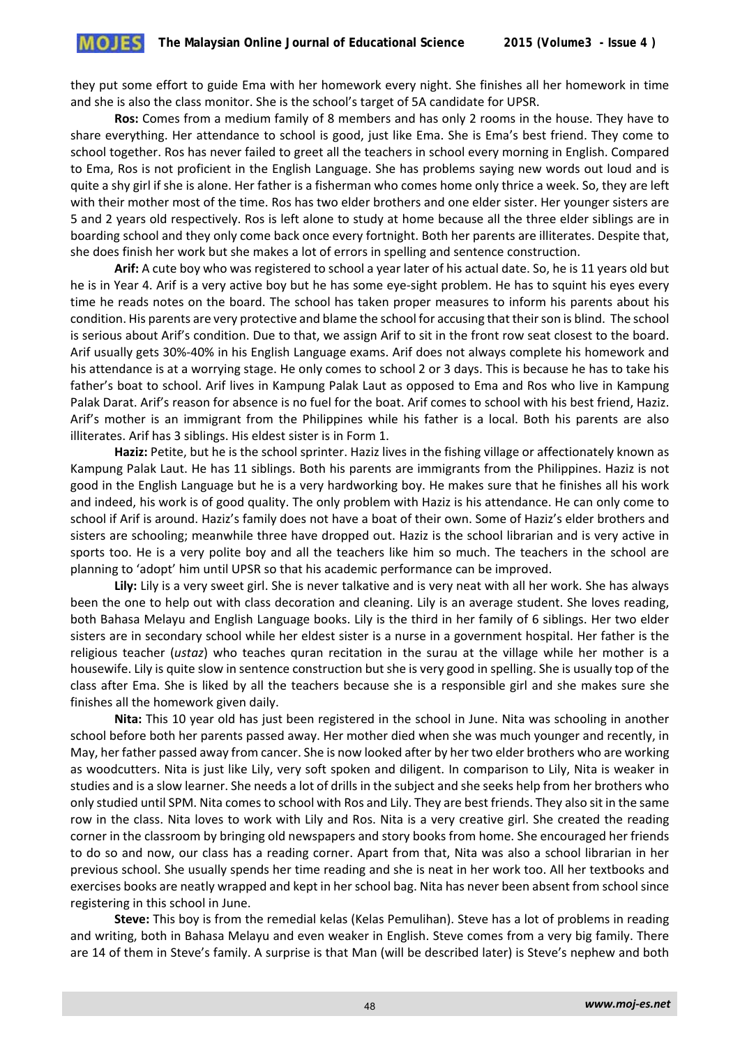they put some effort to guide Ema with her homework every night. She finishes all her homework in time and she is also the class monitor. She is the school's target of 5A candidate for UPSR.

**Ros:** Comes from a medium family of 8 members and has only 2 rooms in the house. They have to share everything. Her attendance to school is good, just like Ema. She is Ema's best friend. They come to school together. Ros has never failed to greet all the teachers in school every morning in English. Compared to Ema, Ros is not proficient in the English Language. She has problems saying new words out loud and is quite a shy girl if she is alone. Her father is a fisherman who comes home only thrice a week. So, they are left with their mother most of the time. Ros has two elder brothers and one elder sister. Her younger sisters are 5 and 2 years old respectively. Ros is left alone to study at home because all the three elder siblings are in boarding school and they only come back once every fortnight. Both her parents are illiterates. Despite that, she does finish her work but she makes a lot of errors in spelling and sentence construction.

**Arif:** A cute boy who was registered to school a year later of his actual date. So, he is 11 years old but he is in Year 4. Arif is a very active boy but he has some eye-sight problem. He has to squint his eyes every time he reads notes on the board. The school has taken proper measures to inform his parents about his condition. His parents are very protective and blame the school for accusing that their son is blind. The school is serious about Arif's condition. Due to that, we assign Arif to sit in the front row seat closest to the board. Arif usually gets 30%-40% in his English Language exams. Arif does not always complete his homework and his attendance is at a worrying stage. He only comes to school 2 or 3 days. This is because he has to take his father's boat to school. Arif lives in Kampung Palak Laut as opposed to Ema and Ros who live in Kampung Palak Darat. Arif's reason for absence is no fuel for the boat. Arif comes to school with his best friend, Haziz. Arif's mother is an immigrant from the Philippines while his father is a local. Both his parents are also illiterates. Arif has 3 siblings. His eldest sister is in Form 1.

**Haziz:** Petite, but he is the school sprinter. Haziz lives in the fishing village or affectionately known as Kampung Palak Laut. He has 11 siblings. Both his parents are immigrants from the Philippines. Haziz is not good in the English Language but he is a very hardworking boy. He makes sure that he finishes all his work and indeed, his work is of good quality. The only problem with Haziz is his attendance. He can only come to school if Arif is around. Haziz's family does not have a boat of their own. Some of Haziz's elder brothers and sisters are schooling; meanwhile three have dropped out. Haziz is the school librarian and is very active in sports too. He is a very polite boy and all the teachers like him so much. The teachers in the school are planning to 'adopt' him until UPSR so that his academic performance can be improved.

**Lily:** Lily is a very sweet girl. She is never talkative and is very neat with all her work. She has always been the one to help out with class decoration and cleaning. Lily is an average student. She loves reading, both Bahasa Melayu and English Language books. Lily is the third in her family of 6 siblings. Her two elder sisters are in secondary school while her eldest sister is a nurse in a government hospital. Her father is the religious teacher (*ustaz*) who teaches quran recitation in the surau at the village while her mother is a housewife. Lily is quite slow in sentence construction but she is very good in spelling. She is usually top of the class after Ema. She is liked by all the teachers because she is a responsible girl and she makes sure she finishes all the homework given daily.

**Nita:** This 10 year old has just been registered in the school in June. Nita was schooling in another school before both her parents passed away. Her mother died when she was much younger and recently, in May, her father passed away from cancer. She is now looked after by her two elder brothers who are working as woodcutters. Nita is just like Lily, very soft spoken and diligent. In comparison to Lily, Nita is weaker in studies and is a slow learner. She needs a lot of drills in the subject and she seeks help from her brothers who only studied until SPM. Nita comes to school with Ros and Lily. They are best friends. They also sit in the same row in the class. Nita loves to work with Lily and Ros. Nita is a very creative girl. She created the reading corner in the classroom by bringing old newspapers and story books from home. She encouraged her friends to do so and now, our class has a reading corner. Apart from that, Nita was also a school librarian in her previous school. She usually spends her time reading and she is neat in her work too. All her textbooks and exercises books are neatly wrapped and kept in her school bag. Nita has never been absent from school since registering in this school in June.

**Steve:** This boy is from the remedial kelas (Kelas Pemulihan). Steve has a lot of problems in reading and writing, both in Bahasa Melayu and even weaker in English. Steve comes from a very big family. There are 14 of them in Steve's family. A surprise is that Man (will be described later) is Steve's nephew and both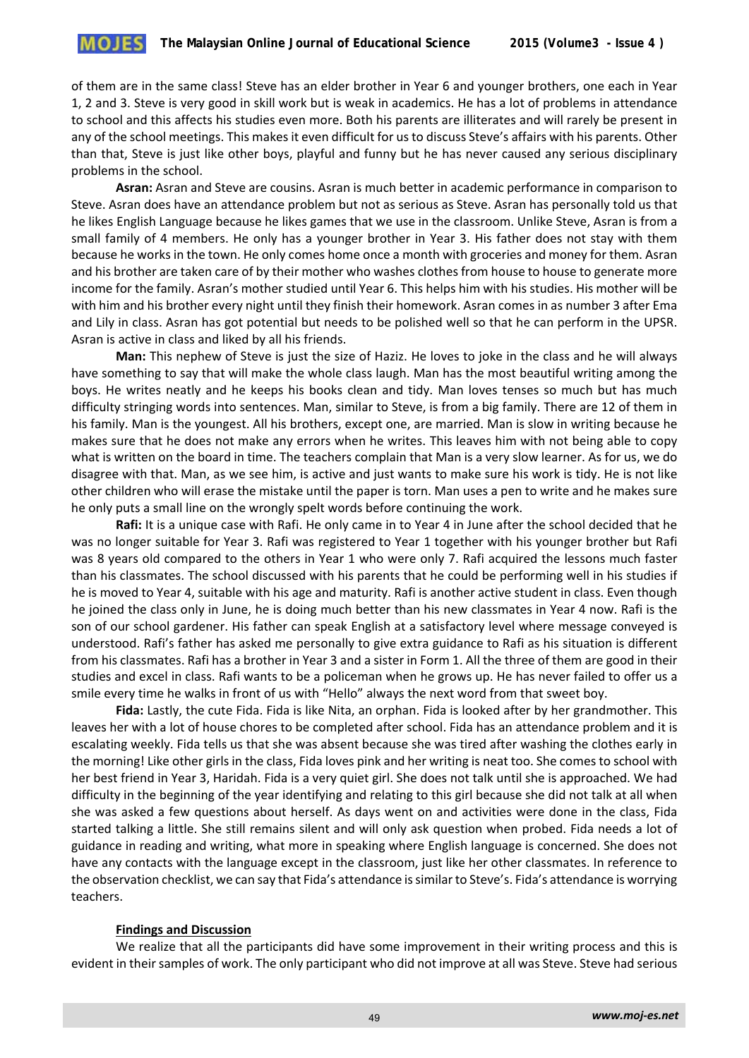of them are in the same class! Steve has an elder brother in Year 6 and younger brothers, one each in Year 1, 2 and 3. Steve is very good in skill work but is weak in academics. He has a lot of problems in attendance to school and this affects his studies even more. Both his parents are illiterates and will rarely be present in any of the school meetings. This makes it even difficult for us to discuss Steve's affairs with his parents. Other than that, Steve is just like other boys, playful and funny but he has never caused any serious disciplinary problems in the school.

**Asran:** Asran and Steve are cousins. Asran is much better in academic performance in comparison to Steve. Asran does have an attendance problem but not as serious as Steve. Asran has personally told us that he likes English Language because he likes games that we use in the classroom. Unlike Steve, Asran is from a small family of 4 members. He only has a younger brother in Year 3. His father does not stay with them because he works in the town. He only comes home once a month with groceries and money for them. Asran and his brother are taken care of by their mother who washes clothes from house to house to generate more income for the family. Asran's mother studied until Year 6. This helps him with his studies. His mother will be with him and his brother every night until they finish their homework. Asran comes in as number 3 after Ema and Lily in class. Asran has got potential but needs to be polished well so that he can perform in the UPSR. Asran is active in class and liked by all his friends.

**Man:** This nephew of Steve is just the size of Haziz. He loves to joke in the class and he will always have something to say that will make the whole class laugh. Man has the most beautiful writing among the boys. He writes neatly and he keeps his books clean and tidy. Man loves tenses so much but has much difficulty stringing words into sentences. Man, similar to Steve, is from a big family. There are 12 of them in his family. Man is the youngest. All his brothers, except one, are married. Man is slow in writing because he makes sure that he does not make any errors when he writes. This leaves him with not being able to copy what is written on the board in time. The teachers complain that Man is a very slow learner. As for us, we do disagree with that. Man, as we see him, is active and just wants to make sure his work is tidy. He is not like other children who will erase the mistake until the paper is torn. Man uses a pen to write and he makes sure he only puts a small line on the wrongly spelt words before continuing the work.

**Rafi:** It is a unique case with Rafi. He only came in to Year 4 in June after the school decided that he was no longer suitable for Year 3. Rafi was registered to Year 1 together with his younger brother but Rafi was 8 years old compared to the others in Year 1 who were only 7. Rafi acquired the lessons much faster than his classmates. The school discussed with his parents that he could be performing well in his studies if he is moved to Year 4, suitable with his age and maturity. Rafi is another active student in class. Even though he joined the class only in June, he is doing much better than his new classmates in Year 4 now. Rafi is the son of our school gardener. His father can speak English at a satisfactory level where message conveyed is understood. Rafi's father has asked me personally to give extra guidance to Rafi as his situation is different from his classmates. Rafi has a brother in Year 3 and a sister in Form 1. All the three of them are good in their studies and excel in class. Rafi wants to be a policeman when he grows up. He has never failed to offer us a smile every time he walks in front of us with "Hello" always the next word from that sweet boy.

**Fida:** Lastly, the cute Fida. Fida is like Nita, an orphan. Fida is looked after by her grandmother. This leaves her with a lot of house chores to be completed after school. Fida has an attendance problem and it is escalating weekly. Fida tells us that she was absent because she was tired after washing the clothes early in the morning! Like other girls in the class, Fida loves pink and her writing is neat too. She comes to school with her best friend in Year 3, Haridah. Fida is a very quiet girl. She does not talk until she is approached. We had difficulty in the beginning of the year identifying and relating to this girl because she did not talk at all when she was asked a few questions about herself. As days went on and activities were done in the class, Fida started talking a little. She still remains silent and will only ask question when probed. Fida needs a lot of guidance in reading and writing, what more in speaking where English language is concerned. She does not have any contacts with the language except in the classroom, just like her other classmates. In reference to the observation checklist, we can say that Fida's attendance is similar to Steve's. Fida's attendance is worrying teachers.

## Findings and Discussion

We realize that all the participants did have some improvement in their writing process and this is evident in their samples of work. The only participant who did not improve at all was Steve. Steve had serious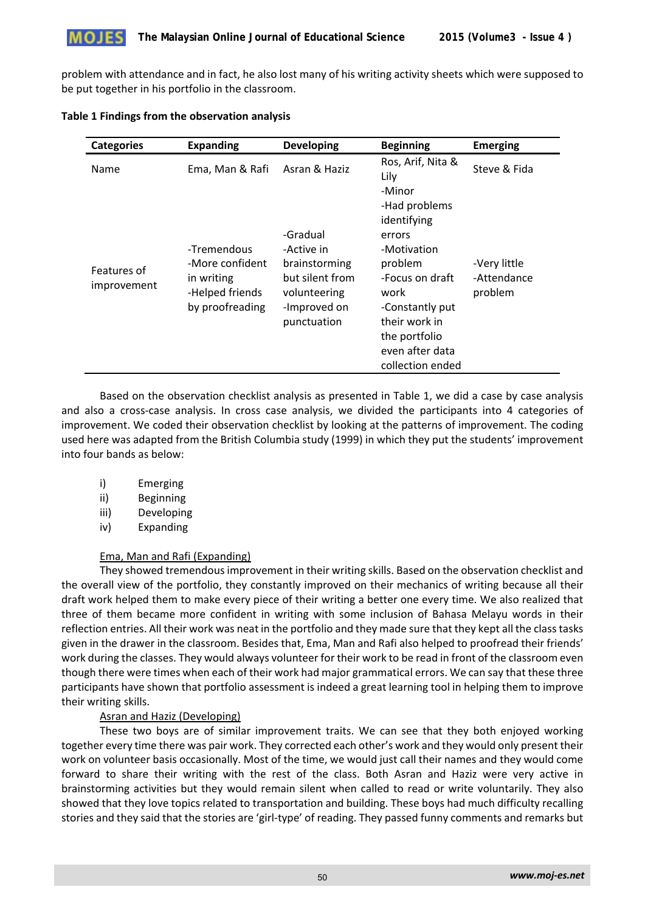problem with attendance and in fact, he also lost many of his writing activity sheets which were supposed to be put together in his portfolio in the classroom.

**Table 1 Findings from the observation analysis**

| Categories | Expanding | Developing | Beginning | Emerging |
|---|---|---|---|---|
| Name | Ema, Man & Rafi | Asran & Haziz | Ros, Arif, Nita & Lily | Steve & Fida |
| Features of improvement | -Tremendous<br>-More confident in writing<br>-Helped friends by proofreading | -Gradual<br>-Active in brainstorming but silent from volunteering<br>-Improved on punctuation | -Minor<br>-Had problems identifying errors<br>-Motivation problem<br>-Focus on draft work<br>-Constantly put their work in the portfolio even after data collection ended | -Very little<br>-Attendance problem |

Based on the observation checklist analysis as presented in Table 1, we did a case by case analysis and also a cross-case analysis. In cross case analysis, we divided the participants into 4 categories of improvement. We coded their observation checklist by looking at the patterns of improvement. The coding used here was adapted from the British Columbia study (1999) in which they put the students' improvement into four bands as below:

i) Emerging
ii) Beginning
iii) Developing
iv) Expanding

Ema, Man and Rafi (Expanding)

They showed tremendous improvement in their writing skills. Based on the observation checklist and the overall view of the portfolio, they constantly improved on their mechanics of writing because all their draft work helped them to make every piece of their writing a better one every time. We also realized that three of them became more confident in writing with some inclusion of Bahasa Melayu words in their reflection entries. All their work was neat in the portfolio and they made sure that they kept all the class tasks given in the drawer in the classroom. Besides that, Ema, Man and Rafi also helped to proofread their friends' work during the classes. They would always volunteer for their work to be read in front of the classroom even though there were times when each of their work had major grammatical errors. We can say that these three participants have shown that portfolio assessment is indeed a great learning tool in helping them to improve their writing skills.

Asran and Haziz (Developing)

These two boys are of similar improvement traits. We can see that they both enjoyed working together every time there was pair work. They corrected each other's work and they would only present their work on volunteer basis occasionally. Most of the time, we would just call their names and they would come forward to share their writing with the rest of the class. Both Asran and Haziz were very active in brainstorming activities but they would remain silent when called to read or write voluntarily. They also showed that they love topics related to transportation and building. These boys had much difficulty recalling stories and they said that the stories are 'girl-type' of reading. They passed funny comments and remarks but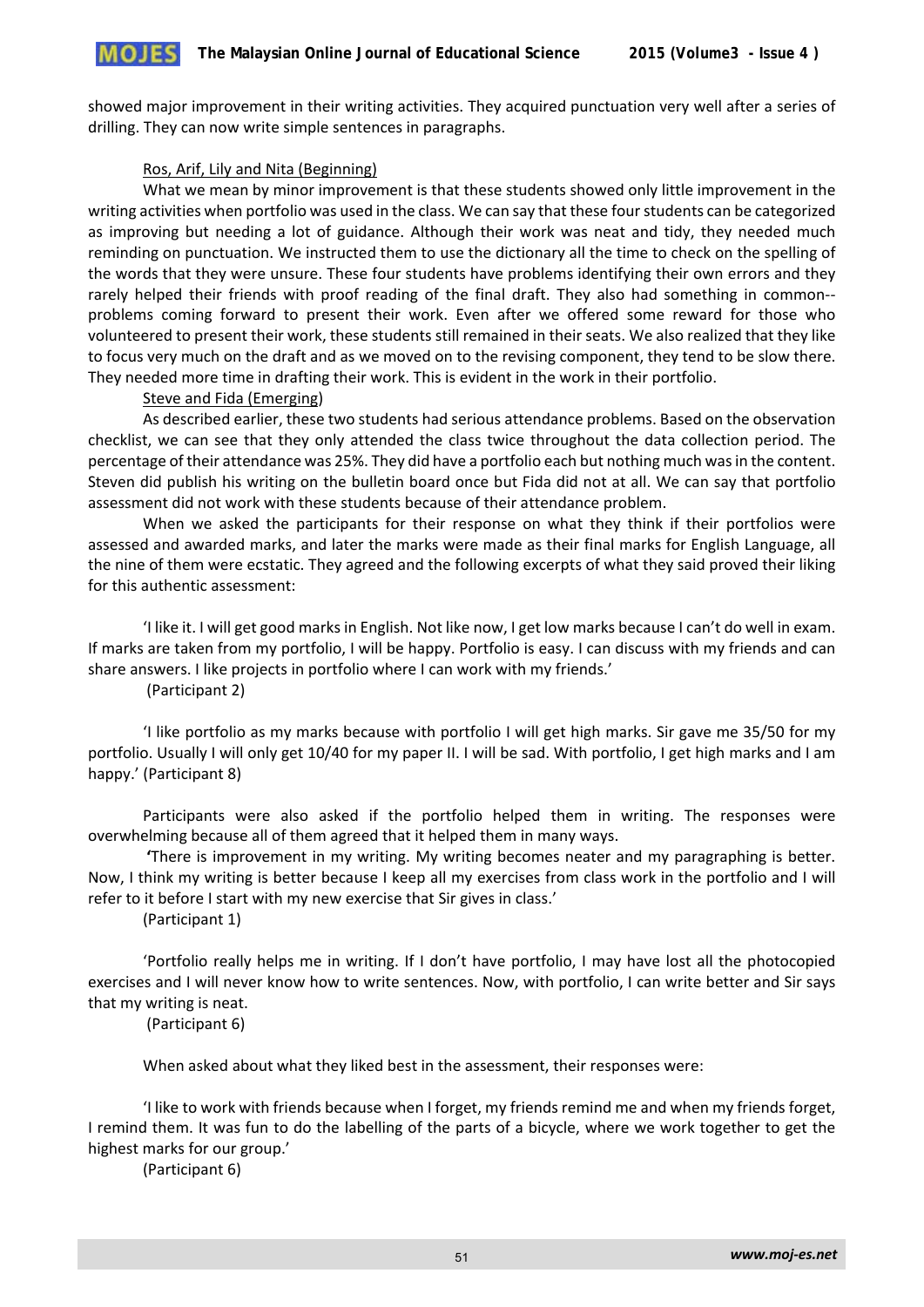showed major improvement in their writing activities. They acquired punctuation very well after a series of drilling. They can now write simple sentences in paragraphs.

Ros, Arif, Lily and Nita (Beginning)

What we mean by minor improvement is that these students showed only little improvement in the writing activities when portfolio was used in the class. We can say that these four students can be categorized as improving but needing a lot of guidance. Although their work was neat and tidy, they needed much reminding on punctuation. We instructed them to use the dictionary all the time to check on the spelling of the words that they were unsure. These four students have problems identifying their own errors and they rarely helped their friends with proof reading of the final draft. They also had something in common--problems coming forward to present their work. Even after we offered some reward for those who volunteered to present their work, these students still remained in their seats. We also realized that they like to focus very much on the draft and as we moved on to the revising component, they tend to be slow there. They needed more time in drafting their work. This is evident in the work in their portfolio.

Steve and Fida (Emerging)

As described earlier, these two students had serious attendance problems. Based on the observation checklist, we can see that they only attended the class twice throughout the data collection period. The percentage of their attendance was 25%. They did have a portfolio each but nothing much was in the content. Steven did publish his writing on the bulletin board once but Fida did not at all. We can say that portfolio assessment did not work with these students because of their attendance problem.

When we asked the participants for their response on what they think if their portfolios were assessed and awarded marks, and later the marks were made as their final marks for English Language, all the nine of them were ecstatic. They agreed and the following excerpts of what they said proved their liking for this authentic assessment:

'I like it. I will get good marks in English. Not like now, I get low marks because I can't do well in exam. If marks are taken from my portfolio, I will be happy. Portfolio is easy. I can discuss with my friends and can share answers. I like projects in portfolio where I can work with my friends.'
(Participant 2)

'I like portfolio as my marks because with portfolio I will get high marks. Sir gave me 35/50 for my portfolio. Usually I will only get 10/40 for my paper II. I will be sad. With portfolio, I get high marks and I am happy.' (Participant 8)

Participants were also asked if the portfolio helped them in writing. The responses were overwhelming because all of them agreed that it helped them in many ways.

'There is improvement in my writing. My writing becomes neater and my paragraphing is better. Now, I think my writing is better because I keep all my exercises from class work in the portfolio and I will refer to it before I start with my new exercise that Sir gives in class.'
(Participant 1)

'Portfolio really helps me in writing. If I don't have portfolio, I may have lost all the photocopied exercises and I will never know how to write sentences. Now, with portfolio, I can write better and Sir says that my writing is neat.
(Participant 6)

When asked about what they liked best in the assessment, their responses were:

'I like to work with friends because when I forget, my friends remind me and when my friends forget, I remind them. It was fun to do the labelling of the parts of a bicycle, where we work together to get the highest marks for our group.'
(Participant 6)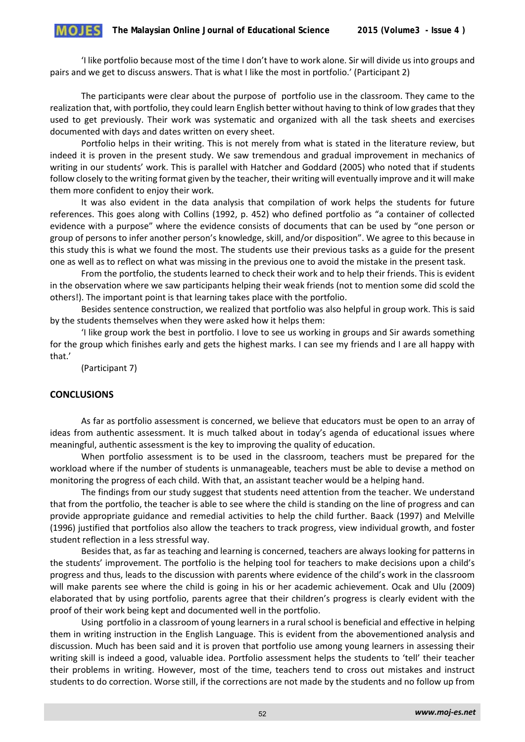'I like portfolio because most of the time I don't have to work alone. Sir will divide us into groups and pairs and we get to discuss answers. That is what I like the most in portfolio.' (Participant 2)

The participants were clear about the purpose of portfolio use in the classroom. They came to the realization that, with portfolio, they could learn English better without having to think of low grades that they used to get previously. Their work was systematic and organized with all the task sheets and exercises documented with days and dates written on every sheet.

Portfolio helps in their writing. This is not merely from what is stated in the literature review, but indeed it is proven in the present study. We saw tremendous and gradual improvement in mechanics of writing in our students' work. This is parallel with Hatcher and Goddard (2005) who noted that if students follow closely to the writing format given by the teacher, their writing will eventually improve and it will make them more confident to enjoy their work.

It was also evident in the data analysis that compilation of work helps the students for future references. This goes along with Collins (1992, p. 452) who defined portfolio as "a container of collected evidence with a purpose" where the evidence consists of documents that can be used by "one person or group of persons to infer another person's knowledge, skill, and/or disposition". We agree to this because in this study this is what we found the most. The students use their previous tasks as a guide for the present one as well as to reflect on what was missing in the previous one to avoid the mistake in the present task.

From the portfolio, the students learned to check their work and to help their friends. This is evident in the observation where we saw participants helping their weak friends (not to mention some did scold the others!). The important point is that learning takes place with the portfolio.

Besides sentence construction, we realized that portfolio was also helpful in group work. This is said by the students themselves when they were asked how it helps them:

'I like group work the best in portfolio. I love to see us working in groups and Sir awards something for the group which finishes early and gets the highest marks. I can see my friends and I are all happy with that.'

(Participant 7)

## CONCLUSIONS

As far as portfolio assessment is concerned, we believe that educators must be open to an array of ideas from authentic assessment. It is much talked about in today's agenda of educational issues where meaningful, authentic assessment is the key to improving the quality of education.

When portfolio assessment is to be used in the classroom, teachers must be prepared for the workload where if the number of students is unmanageable, teachers must be able to devise a method on monitoring the progress of each child. With that, an assistant teacher would be a helping hand.

The findings from our study suggest that students need attention from the teacher. We understand that from the portfolio, the teacher is able to see where the child is standing on the line of progress and can provide appropriate guidance and remedial activities to help the child further. Baack (1997) and Melville (1996) justified that portfolios also allow the teachers to track progress, view individual growth, and foster student reflection in a less stressful way.

Besides that, as far as teaching and learning is concerned, teachers are always looking for patterns in the students' improvement. The portfolio is the helping tool for teachers to make decisions upon a child's progress and thus, leads to the discussion with parents where evidence of the child's work in the classroom will make parents see where the child is going in his or her academic achievement. Ocak and Ulu (2009) elaborated that by using portfolio, parents agree that their children's progress is clearly evident with the proof of their work being kept and documented well in the portfolio.

Using portfolio in a classroom of young learners in a rural school is beneficial and effective in helping them in writing instruction in the English Language. This is evident from the abovementioned analysis and discussion. Much has been said and it is proven that portfolio use among young learners in assessing their writing skill is indeed a good, valuable idea. Portfolio assessment helps the students to 'tell' their teacher their problems in writing. However, most of the time, teachers tend to cross out mistakes and instruct students to do correction. Worse still, if the corrections are not made by the students and no follow up from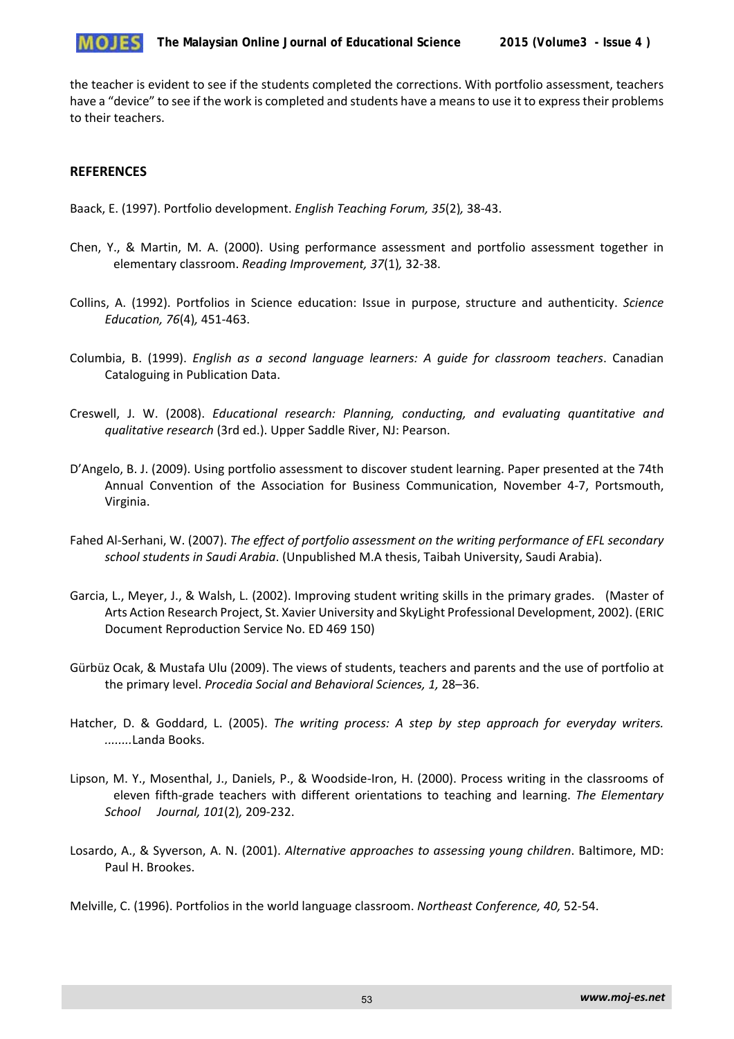the teacher is evident to see if the students completed the corrections. With portfolio assessment, teachers have a "device" to see if the work is completed and students have a means to use it to express their problems to their teachers.

## REFERENCES

Baack, E. (1997). Portfolio development. *English Teaching Forum, 35*(2)*,* 38-43.

Chen, Y., & Martin, M. A. (2000). Using performance assessment and portfolio assessment together in elementary classroom. *Reading Improvement, 37*(1)*,* 32-38.

Collins, A. (1992). Portfolios in Science education: Issue in purpose, structure and authenticity. *Science Education, 76*(4)*,* 451-463.

Columbia, B. (1999). *English as a second language learners: A guide for classroom teachers*. Canadian Cataloguing in Publication Data.

Creswell, J. W. (2008). *Educational research: Planning, conducting, and evaluating quantitative and qualitative research* (3rd ed.). Upper Saddle River, NJ: Pearson.

D'Angelo, B. J. (2009). Using portfolio assessment to discover student learning. Paper presented at the 74th Annual Convention of the Association for Business Communication, November 4-7, Portsmouth, Virginia.

Fahed Al-Serhani, W. (2007). *The effect of portfolio assessment on the writing performance of EFL secondary school students in Saudi Arabia*. (Unpublished M.A thesis, Taibah University, Saudi Arabia).

Garcia, L., Meyer, J., & Walsh, L. (2002). Improving student writing skills in the primary grades. (Master of Arts Action Research Project, St. Xavier University and SkyLight Professional Development, 2002). (ERIC Document Reproduction Service No. ED 469 150)

Gürbüz Ocak, & Mustafa Ulu (2009). The views of students, teachers and parents and the use of portfolio at the primary level. *Procedia Social and Behavioral Sciences, 1,* 28–36.

Hatcher, D. & Goddard, L. (2005). *The writing process: A step by step approach for everyday writers.* ........Landa Books.

Lipson, M. Y., Mosenthal, J., Daniels, P., & Woodside-Iron, H. (2000). Process writing in the classrooms of eleven fifth-grade teachers with different orientations to teaching and learning. *The Elementary School Journal, 101*(2)*,* 209-232.

Losardo, A., & Syverson, A. N. (2001). *Alternative approaches to assessing young children*. Baltimore, MD: Paul H. Brookes.

Melville, C. (1996). Portfolios in the world language classroom. *Northeast Conference, 40,* 52-54.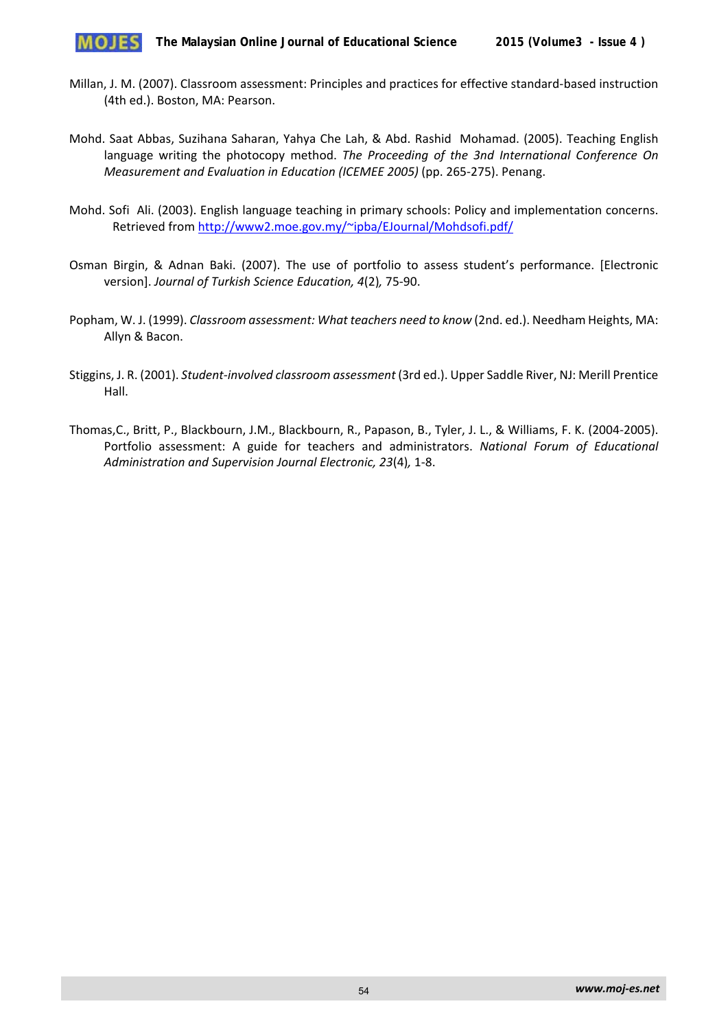Millan, J. M. (2007). Classroom assessment: Principles and practices for effective standard-based instruction (4th ed.). Boston, MA: Pearson.

Mohd. Saat Abbas, Suzihana Saharan, Yahya Che Lah, & Abd. Rashid Mohamad. (2005). Teaching English language writing the photocopy method. *The Proceeding of the 3nd International Conference On Measurement and Evaluation in Education (ICEMEE 2005)* (pp. 265-275). Penang.

Mohd. Sofi Ali. (2003). English language teaching in primary schools: Policy and implementation concerns. Retrieved from http://www2.moe.gov.my/~ipba/EJournal/Mohdsofi.pdf/

Osman Birgin, & Adnan Baki. (2007). The use of portfolio to assess student's performance. [Electronic version]. *Journal of Turkish Science Education, 4*(2)*,* 75-90.

Popham, W. J. (1999). *Classroom assessment: What teachers need to know* (2nd. ed.). Needham Heights, MA: Allyn & Bacon.

Stiggins, J. R. (2001). *Student-involved classroom assessment* (3rd ed.). Upper Saddle River, NJ: Merill Prentice Hall.

Thomas,C., Britt, P., Blackbourn, J.M., Blackbourn, R., Papason, B., Tyler, J. L., & Williams, F. K. (2004-2005). Portfolio assessment: A guide for teachers and administrators. *National Forum of Educational Administration and Supervision Journal Electronic, 23*(4)*,* 1-8.